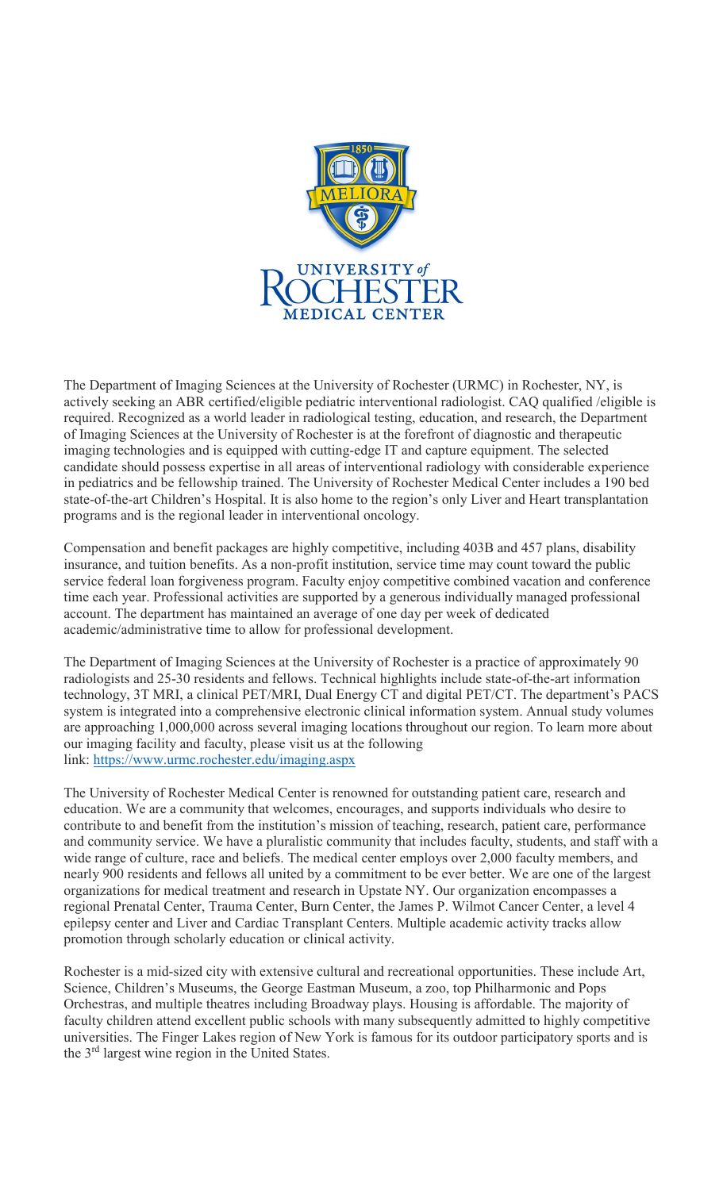The Department of Imaging Sciences at the University of Rochester (URMC) in Rochester, NY, is actively seeking an ABR certified/eligible pediatric interventional radiologist. CAQ qualified /eligible is required. Recognized as a world leader in radiological testing, education, and research, the Department of Imaging Sciences at the University of Rochester is at the forefront of diagnostic and therapeutic imaging technologies and is equipped with cutting-edge IT and capture equipment. The selected candidate should possess expertise in all areas of interventional radiology with considerable experience in pediatrics and be fellowship trained. The University of Rochester Medical Center includes a 190 bed state-of-the-art Children's Hospital. It is also home to the region's only Liver and Heart transplantation programs and is the regional leader in interventional oncology.

Compensation and benefit packages are highly competitive, including 403B and 457 plans, disability insurance, and tuition benefits. As a non-profit institution, service time may count toward the public service federal loan forgiveness program. Faculty enjoy competitive combined vacation and conference time each year. Professional activities are supported by a generous individually managed professional account. The department has maintained an average of one day per week of dedicated academic/administrative time to allow for professional development.

The Department of Imaging Sciences at the University of Rochester is a practice of approximately 90 radiologists and 25-30 residents and fellows. Technical highlights include state-of-the-art information technology, 3T MRI, a clinical PET/MRI, Dual Energy CT and digital PET/CT. The department's PACS system is integrated into a comprehensive electronic clinical information system. Annual study volumes are approaching 1,000,000 across several imaging locations throughout our region. To learn more about our imaging facility and faculty, please visit us at the following link: https://www.urmc.rochester.edu/imaging.aspx

The University of Rochester Medical Center is renowned for outstanding patient care, research and education. We are a community that welcomes, encourages, and supports individuals who desire to contribute to and benefit from the institution's mission of teaching, research, patient care, performance and community service. We have a pluralistic community that includes faculty, students, and staff with a wide range of culture, race and beliefs. The medical center employs over 2,000 faculty members, and nearly 900 residents and fellows all united by a commitment to be ever better. We are one of the largest organizations for medical treatment and research in Upstate NY. Our organization encompasses a regional Prenatal Center, Trauma Center, Burn Center, the James P. Wilmot Cancer Center, a level 4 epilepsy center and Liver and Cardiac Transplant Centers. Multiple academic activity tracks allow promotion through scholarly education or clinical activity.

Rochester is a mid-sized city with extensive cultural and recreational opportunities. These include Art, Science, Children's Museums, the George Eastman Museum, a zoo, top Philharmonic and Pops Orchestras, and multiple theatres including Broadway plays. Housing is affordable. The majority of faculty children attend excellent public schools with many subsequently admitted to highly competitive universities. The Finger Lakes region of New York is famous for its outdoor participatory sports and is the 3rd largest wine region in the United States.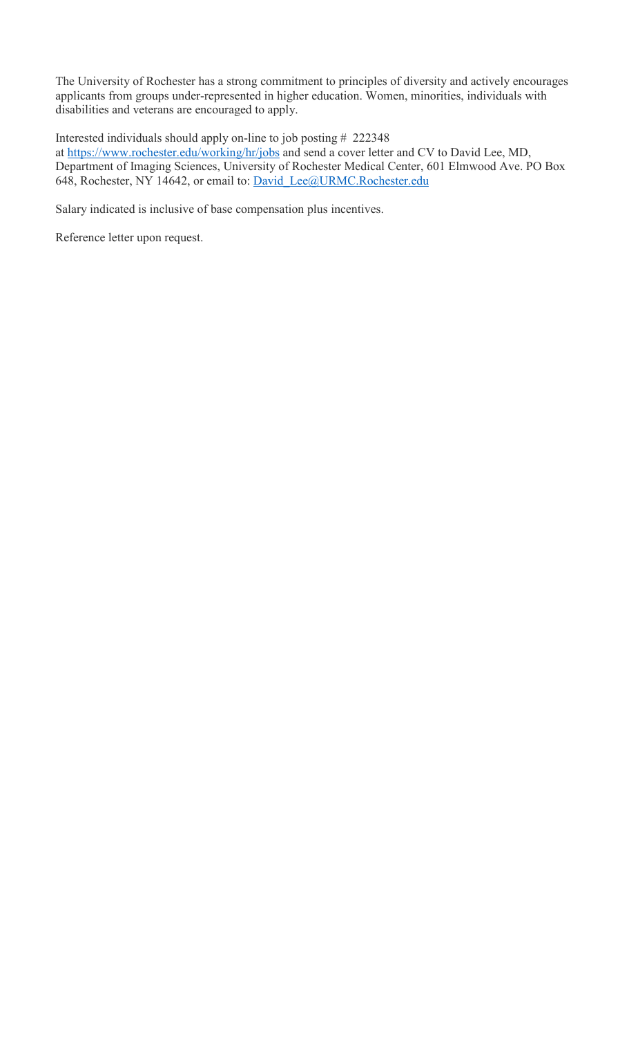The University of Rochester has a strong commitment to principles of diversity and actively encourages applicants from groups under-represented in higher education. Women, minorities, individuals with disabilities and veterans are encouraged to apply.

Interested individuals should apply on-line to job posting # 222348 at https://www.rochester.edu/working/hr/jobs and send a cover letter and CV to David Lee, MD, Department of Imaging Sciences, University of Rochester Medical Center, 601 Elmwood Ave. PO Box 648, Rochester, NY 14642, or email to: David_Lee@URMC.Rochester.edu

Salary indicated is inclusive of base compensation plus incentives.

Reference letter upon request.